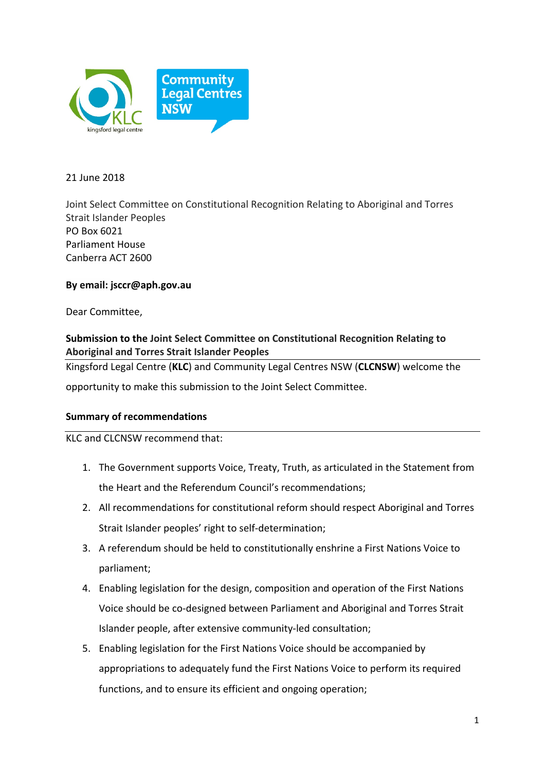21 June 2018

Joint Select Committee on Constitutional Recognition Relating to Aboriginal and Torres Strait Islander Peoples
PO Box 6021
Parliament House
Canberra ACT 2600

**By email: jsccr@aph.gov.au**

Dear Committee,

**Submission to the Joint Select Committee on Constitutional Recognition Relating to Aboriginal and Torres Strait Islander Peoples**

Kingsford Legal Centre (**KLC**) and Community Legal Centres NSW (**CLCNSW**) welcome the opportunity to make this submission to the Joint Select Committee.

**Summary of recommendations**

KLC and CLCNSW recommend that:

1. The Government supports Voice, Treaty, Truth, as articulated in the Statement from the Heart and the Referendum Council's recommendations;
2. All recommendations for constitutional reform should respect Aboriginal and Torres Strait Islander peoples' right to self-determination;
3. A referendum should be held to constitutionally enshrine a First Nations Voice to parliament;
4. Enabling legislation for the design, composition and operation of the First Nations Voice should be co-designed between Parliament and Aboriginal and Torres Strait Islander people, after extensive community-led consultation;
5. Enabling legislation for the First Nations Voice should be accompanied by appropriations to adequately fund the First Nations Voice to perform its required functions, and to ensure its efficient and ongoing operation;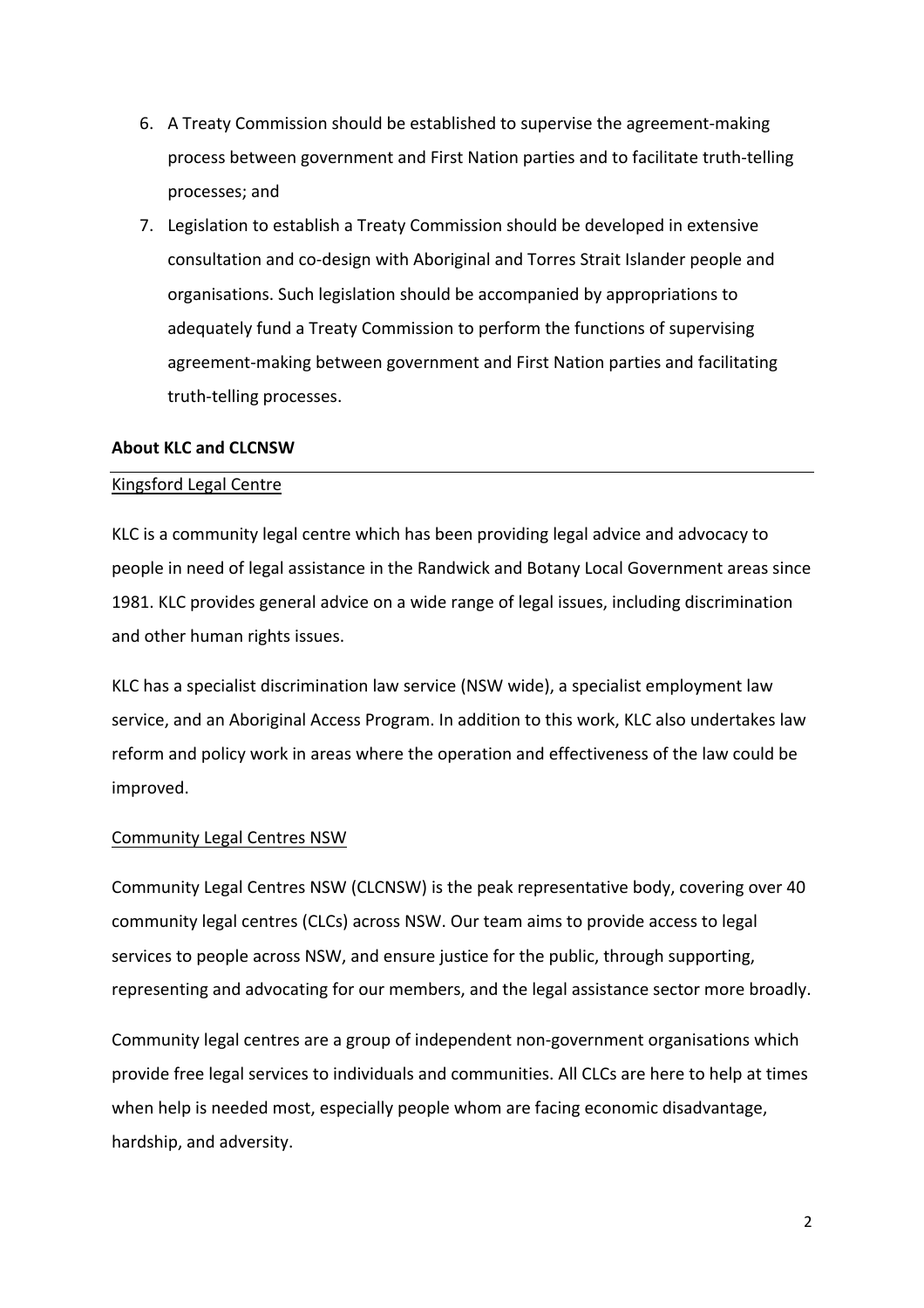6. A Treaty Commission should be established to supervise the agreement-making process between government and First Nation parties and to facilitate truth-telling processes; and
7. Legislation to establish a Treaty Commission should be developed in extensive consultation and co-design with Aboriginal and Torres Strait Islander people and organisations. Such legislation should be accompanied by appropriations to adequately fund a Treaty Commission to perform the functions of supervising agreement-making between government and First Nation parties and facilitating truth-telling processes.

## About KLC and CLCNSW

### Kingsford Legal Centre

KLC is a community legal centre which has been providing legal advice and advocacy to people in need of legal assistance in the Randwick and Botany Local Government areas since 1981. KLC provides general advice on a wide range of legal issues, including discrimination and other human rights issues.

KLC has a specialist discrimination law service (NSW wide), a specialist employment law service, and an Aboriginal Access Program. In addition to this work, KLC also undertakes law reform and policy work in areas where the operation and effectiveness of the law could be improved.

### Community Legal Centres NSW

Community Legal Centres NSW (CLCNSW) is the peak representative body, covering over 40 community legal centres (CLCs) across NSW. Our team aims to provide access to legal services to people across NSW, and ensure justice for the public, through supporting, representing and advocating for our members, and the legal assistance sector more broadly.

Community legal centres are a group of independent non-government organisations which provide free legal services to individuals and communities. All CLCs are here to help at times when help is needed most, especially people whom are facing economic disadvantage, hardship, and adversity.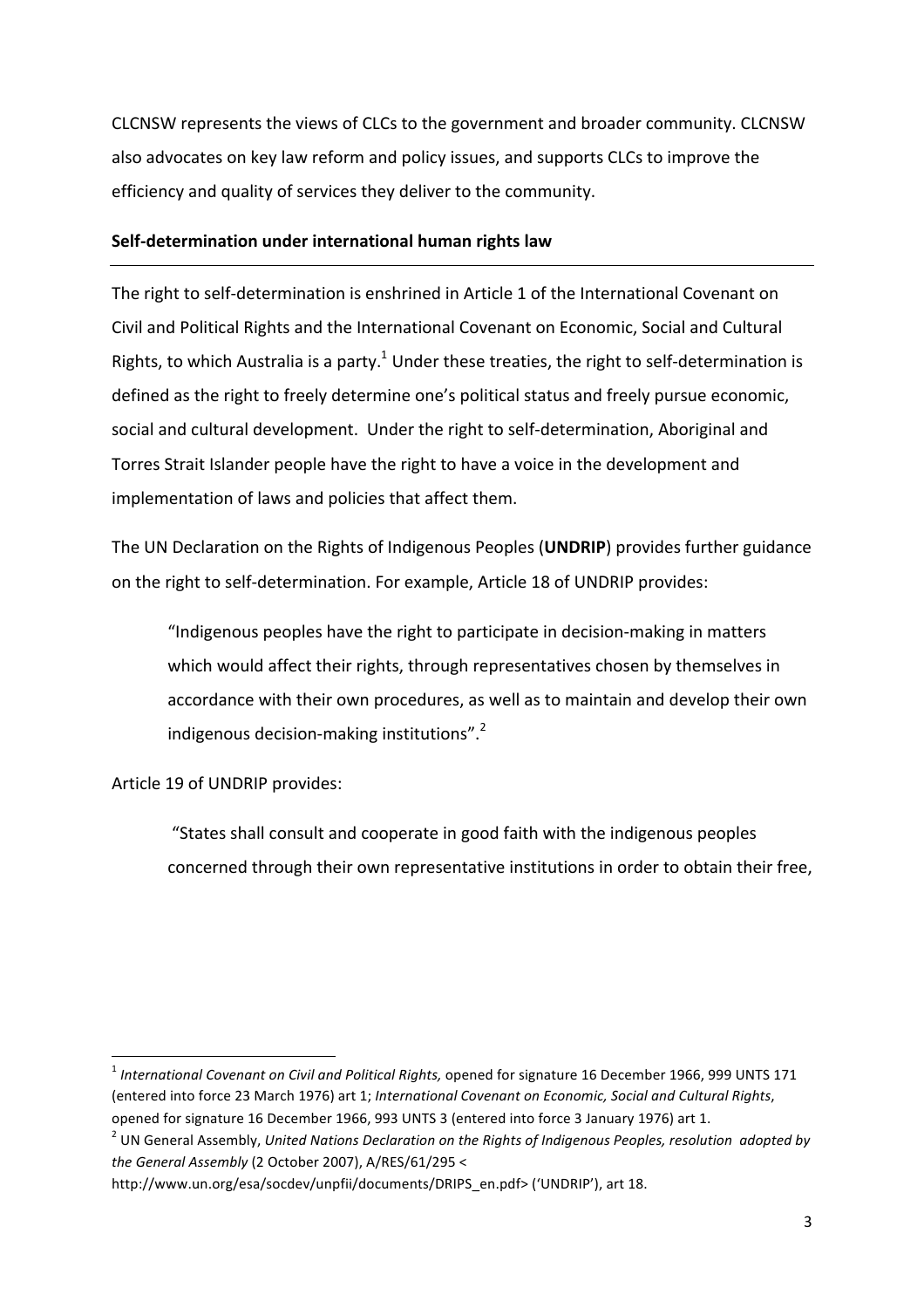CLCNSW represents the views of CLCs to the government and broader community. CLCNSW also advocates on key law reform and policy issues, and supports CLCs to improve the efficiency and quality of services they deliver to the community.

## Self-determination under international human rights law

The right to self-determination is enshrined in Article 1 of the International Covenant on Civil and Political Rights and the International Covenant on Economic, Social and Cultural Rights, to which Australia is a party.[1] Under these treaties, the right to self-determination is defined as the right to freely determine one's political status and freely pursue economic, social and cultural development. Under the right to self-determination, Aboriginal and Torres Strait Islander people have the right to have a voice in the development and implementation of laws and policies that affect them.

The UN Declaration on the Rights of Indigenous Peoples (**UNDRIP**) provides further guidance on the right to self-determination. For example, Article 18 of UNDRIP provides:

> "Indigenous peoples have the right to participate in decision-making in matters which would affect their rights, through representatives chosen by themselves in accordance with their own procedures, as well as to maintain and develop their own indigenous decision-making institutions".[2]

Article 19 of UNDRIP provides:

> "States shall consult and cooperate in good faith with the indigenous peoples concerned through their own representative institutions in order to obtain their free,

---

[1] *International Covenant on Civil and Political Rights,* opened for signature 16 December 1966, 999 UNTS 171 (entered into force 23 March 1976) art 1; *International Covenant on Economic, Social and Cultural Rights*, opened for signature 16 December 1966, 993 UNTS 3 (entered into force 3 January 1976) art 1.

[2] UN General Assembly, *United Nations Declaration on the Rights of Indigenous Peoples, resolution adopted by the General Assembly* (2 October 2007), A/RES/61/295 < http://www.un.org/esa/socdev/unpfii/documents/DRIPS_en.pdf> ('UNDRIP'), art 18.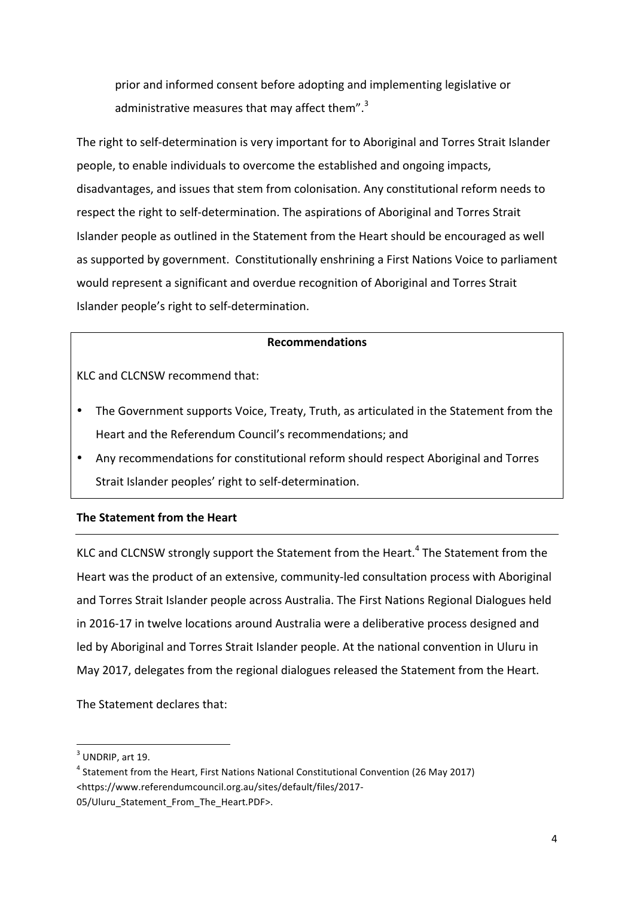prior and informed consent before adopting and implementing legislative or administrative measures that may affect them".[3]

The right to self-determination is very important for to Aboriginal and Torres Strait Islander people, to enable individuals to overcome the established and ongoing impacts, disadvantages, and issues that stem from colonisation. Any constitutional reform needs to respect the right to self-determination. The aspirations of Aboriginal and Torres Strait Islander people as outlined in the Statement from the Heart should be encouraged as well as supported by government. Constitutionally enshrining a First Nations Voice to parliament would represent a significant and overdue recognition of Aboriginal and Torres Strait Islander people's right to self-determination.

**Recommendations**

KLC and CLCNSW recommend that:

- The Government supports Voice, Treaty, Truth, as articulated in the Statement from the Heart and the Referendum Council's recommendations; and
- Any recommendations for constitutional reform should respect Aboriginal and Torres Strait Islander peoples' right to self-determination.

**The Statement from the Heart**

KLC and CLCNSW strongly support the Statement from the Heart.[4] The Statement from the Heart was the product of an extensive, community-led consultation process with Aboriginal and Torres Strait Islander people across Australia. The First Nations Regional Dialogues held in 2016-17 in twelve locations around Australia were a deliberative process designed and led by Aboriginal and Torres Strait Islander people. At the national convention in Uluru in May 2017, delegates from the regional dialogues released the Statement from the Heart.

The Statement declares that:

---

[3] UNDRIP, art 19.

[4] Statement from the Heart, First Nations National Constitutional Convention (26 May 2017) <https://www.referendumcouncil.org.au/sites/default/files/2017-05/Uluru_Statement_From_The_Heart.PDF>.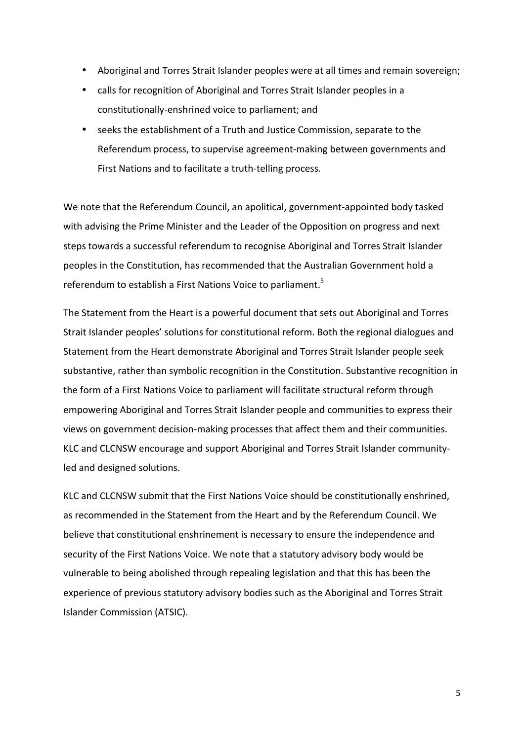- Aboriginal and Torres Strait Islander peoples were at all times and remain sovereign;
- calls for recognition of Aboriginal and Torres Strait Islander peoples in a constitutionally-enshrined voice to parliament; and
- seeks the establishment of a Truth and Justice Commission, separate to the Referendum process, to supervise agreement-making between governments and First Nations and to facilitate a truth-telling process.

We note that the Referendum Council, an apolitical, government-appointed body tasked with advising the Prime Minister and the Leader of the Opposition on progress and next steps towards a successful referendum to recognise Aboriginal and Torres Strait Islander peoples in the Constitution, has recommended that the Australian Government hold a referendum to establish a First Nations Voice to parliament.[5]

The Statement from the Heart is a powerful document that sets out Aboriginal and Torres Strait Islander peoples' solutions for constitutional reform. Both the regional dialogues and Statement from the Heart demonstrate Aboriginal and Torres Strait Islander people seek substantive, rather than symbolic recognition in the Constitution. Substantive recognition in the form of a First Nations Voice to parliament will facilitate structural reform through empowering Aboriginal and Torres Strait Islander people and communities to express their views on government decision-making processes that affect them and their communities. KLC and CLCNSW encourage and support Aboriginal and Torres Strait Islander community-led and designed solutions.

KLC and CLCNSW submit that the First Nations Voice should be constitutionally enshrined, as recommended in the Statement from the Heart and by the Referendum Council. We believe that constitutional enshrinement is necessary to ensure the independence and security of the First Nations Voice. We note that a statutory advisory body would be vulnerable to being abolished through repealing legislation and that this has been the experience of previous statutory advisory bodies such as the Aboriginal and Torres Strait Islander Commission (ATSIC).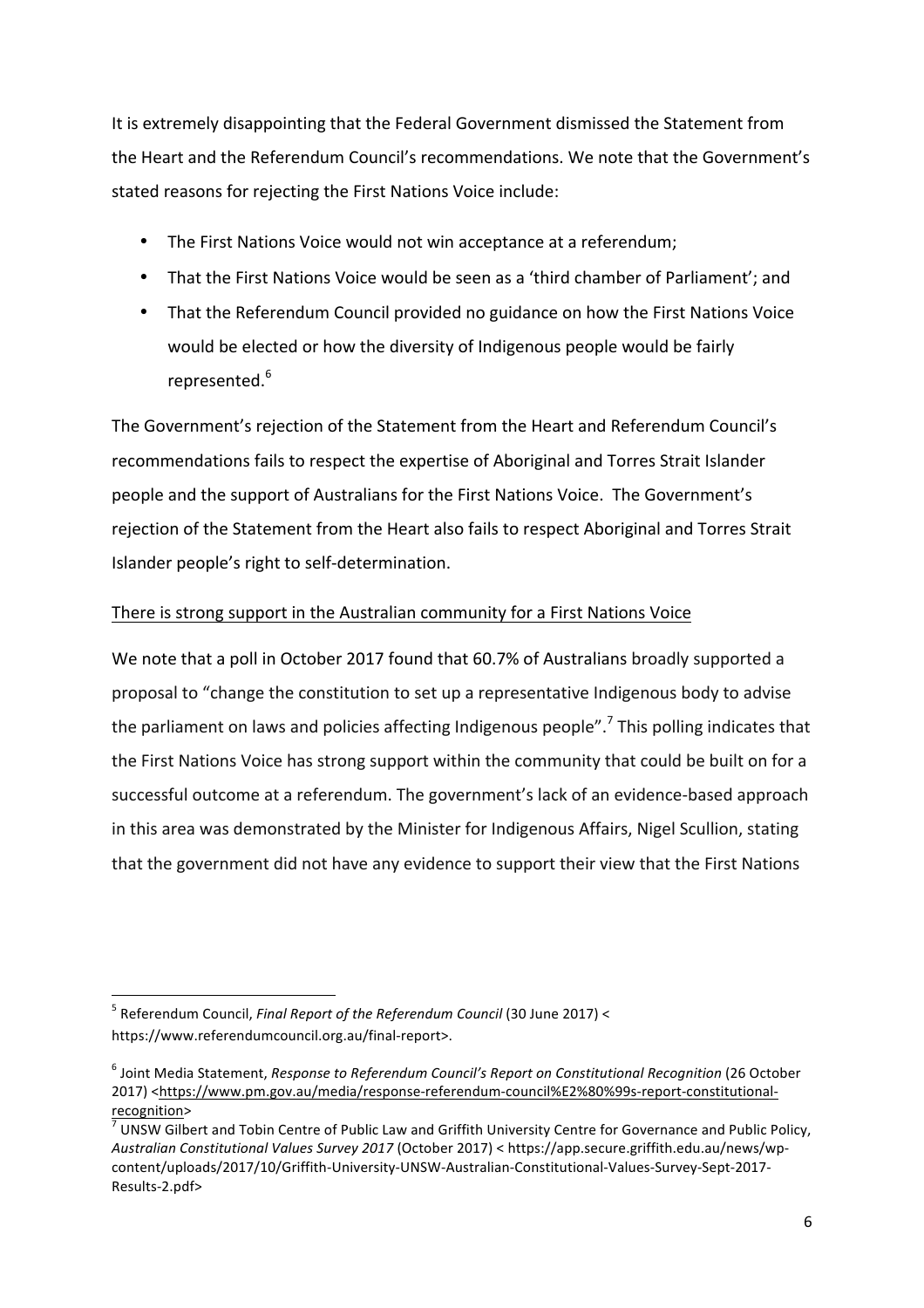It is extremely disappointing that the Federal Government dismissed the Statement from the Heart and the Referendum Council's recommendations. We note that the Government's stated reasons for rejecting the First Nations Voice include:

- The First Nations Voice would not win acceptance at a referendum;
- That the First Nations Voice would be seen as a 'third chamber of Parliament'; and
- That the Referendum Council provided no guidance on how the First Nations Voice would be elected or how the diversity of Indigenous people would be fairly represented.[6]

The Government's rejection of the Statement from the Heart and Referendum Council's recommendations fails to respect the expertise of Aboriginal and Torres Strait Islander people and the support of Australians for the First Nations Voice. The Government's rejection of the Statement from the Heart also fails to respect Aboriginal and Torres Strait Islander people's right to self-determination.

<u>There is strong support in the Australian community for a First Nations Voice</u>

We note that a poll in October 2017 found that 60.7% of Australians broadly supported a proposal to "change the constitution to set up a representative Indigenous body to advise the parliament on laws and policies affecting Indigenous people".[7] This polling indicates that the First Nations Voice has strong support within the community that could be built on for a successful outcome at a referendum. The government's lack of an evidence-based approach in this area was demonstrated by the Minister for Indigenous Affairs, Nigel Scullion, stating that the government did not have any evidence to support their view that the First Nations

---

[5] Referendum Council, *Final Report of the Referendum Council* (30 June 2017) < https://www.referendumcouncil.org.au/final-report>.

[6] Joint Media Statement, *Response to Referendum Council's Report on Constitutional Recognition* (26 October 2017) <https://www.pm.gov.au/media/response-referendum-council%E2%80%99s-report-constitutional-recognition>

[7] UNSW Gilbert and Tobin Centre of Public Law and Griffith University Centre for Governance and Public Policy, *Australian Constitutional Values Survey 2017* (October 2017) < https://app.secure.griffith.edu.au/news/wp-content/uploads/2017/10/Griffith-University-UNSW-Australian-Constitutional-Values-Survey-Sept-2017-Results-2.pdf>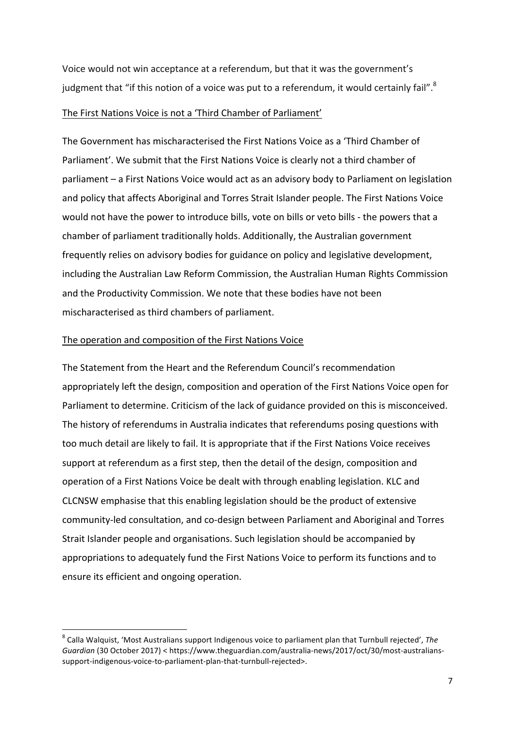Voice would not win acceptance at a referendum, but that it was the government's judgment that "if this notion of a voice was put to a referendum, it would certainly fail".[8]

## The First Nations Voice is not a 'Third Chamber of Parliament'

The Government has mischaracterised the First Nations Voice as a 'Third Chamber of Parliament'. We submit that the First Nations Voice is clearly not a third chamber of parliament – a First Nations Voice would act as an advisory body to Parliament on legislation and policy that affects Aboriginal and Torres Strait Islander people. The First Nations Voice would not have the power to introduce bills, vote on bills or veto bills - the powers that a chamber of parliament traditionally holds. Additionally, the Australian government frequently relies on advisory bodies for guidance on policy and legislative development, including the Australian Law Reform Commission, the Australian Human Rights Commission and the Productivity Commission. We note that these bodies have not been mischaracterised as third chambers of parliament.

## The operation and composition of the First Nations Voice

The Statement from the Heart and the Referendum Council's recommendation appropriately left the design, composition and operation of the First Nations Voice open for Parliament to determine. Criticism of the lack of guidance provided on this is misconceived. The history of referendums in Australia indicates that referendums posing questions with too much detail are likely to fail. It is appropriate that if the First Nations Voice receives support at referendum as a first step, then the detail of the design, composition and operation of a First Nations Voice be dealt with through enabling legislation. KLC and CLCNSW emphasise that this enabling legislation should be the product of extensive community-led consultation, and co-design between Parliament and Aboriginal and Torres Strait Islander people and organisations. Such legislation should be accompanied by appropriations to adequately fund the First Nations Voice to perform its functions and to ensure its efficient and ongoing operation.

---

[8] Calla Walquist, 'Most Australians support Indigenous voice to parliament plan that Turnbull rejected', *The Guardian* (30 October 2017) < https://www.theguardian.com/australia-news/2017/oct/30/most-australians-support-indigenous-voice-to-parliament-plan-that-turnbull-rejected>.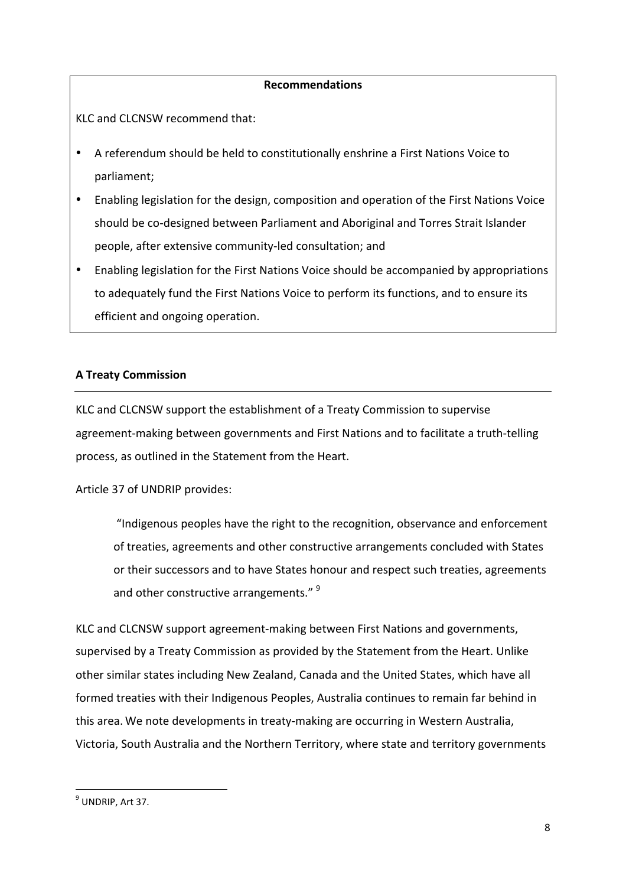**Recommendations**

KLC and CLCNSW recommend that:

- A referendum should be held to constitutionally enshrine a First Nations Voice to parliament;
- Enabling legislation for the design, composition and operation of the First Nations Voice should be co-designed between Parliament and Aboriginal and Torres Strait Islander people, after extensive community-led consultation; and
- Enabling legislation for the First Nations Voice should be accompanied by appropriations to adequately fund the First Nations Voice to perform its functions, and to ensure its efficient and ongoing operation.

**A Treaty Commission**

KLC and CLCNSW support the establishment of a Treaty Commission to supervise agreement-making between governments and First Nations and to facilitate a truth-telling process, as outlined in the Statement from the Heart.

Article 37 of UNDRIP provides:

> "Indigenous peoples have the right to the recognition, observance and enforcement of treaties, agreements and other constructive arrangements concluded with States or their successors and to have States honour and respect such treaties, agreements and other constructive arrangements." [9]

KLC and CLCNSW support agreement-making between First Nations and governments, supervised by a Treaty Commission as provided by the Statement from the Heart. Unlike other similar states including New Zealand, Canada and the United States, which have all formed treaties with their Indigenous Peoples, Australia continues to remain far behind in this area. We note developments in treaty-making are occurring in Western Australia, Victoria, South Australia and the Northern Territory, where state and territory governments

[9] UNDRIP, Art 37.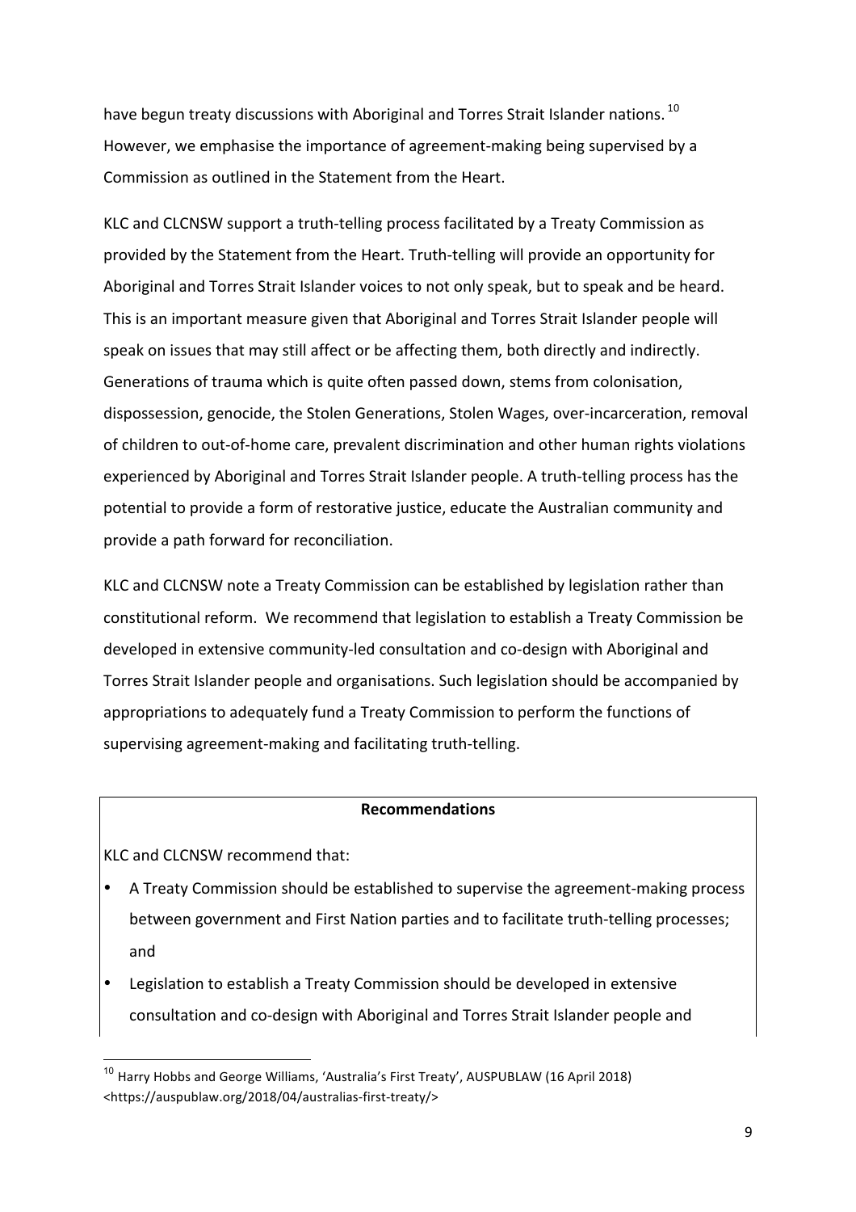have begun treaty discussions with Aboriginal and Torres Strait Islander nations.[10] However, we emphasise the importance of agreement-making being supervised by a Commission as outlined in the Statement from the Heart.

KLC and CLCNSW support a truth-telling process facilitated by a Treaty Commission as provided by the Statement from the Heart. Truth-telling will provide an opportunity for Aboriginal and Torres Strait Islander voices to not only speak, but to speak and be heard. This is an important measure given that Aboriginal and Torres Strait Islander people will speak on issues that may still affect or be affecting them, both directly and indirectly. Generations of trauma which is quite often passed down, stems from colonisation, dispossession, genocide, the Stolen Generations, Stolen Wages, over-incarceration, removal of children to out-of-home care, prevalent discrimination and other human rights violations experienced by Aboriginal and Torres Strait Islander people. A truth-telling process has the potential to provide a form of restorative justice, educate the Australian community and provide a path forward for reconciliation.

KLC and CLCNSW note a Treaty Commission can be established by legislation rather than constitutional reform. We recommend that legislation to establish a Treaty Commission be developed in extensive community-led consultation and co-design with Aboriginal and Torres Strait Islander people and organisations. Such legislation should be accompanied by appropriations to adequately fund a Treaty Commission to perform the functions of supervising agreement-making and facilitating truth-telling.

**Recommendations**

KLC and CLCNSW recommend that:

- A Treaty Commission should be established to supervise the agreement-making process between government and First Nation parties and to facilitate truth-telling processes; and
- Legislation to establish a Treaty Commission should be developed in extensive consultation and co-design with Aboriginal and Torres Strait Islander people and

[10] Harry Hobbs and George Williams, 'Australia's First Treaty', AUSPUBLAW (16 April 2018) <https://auspublaw.org/2018/04/australias-first-treaty/>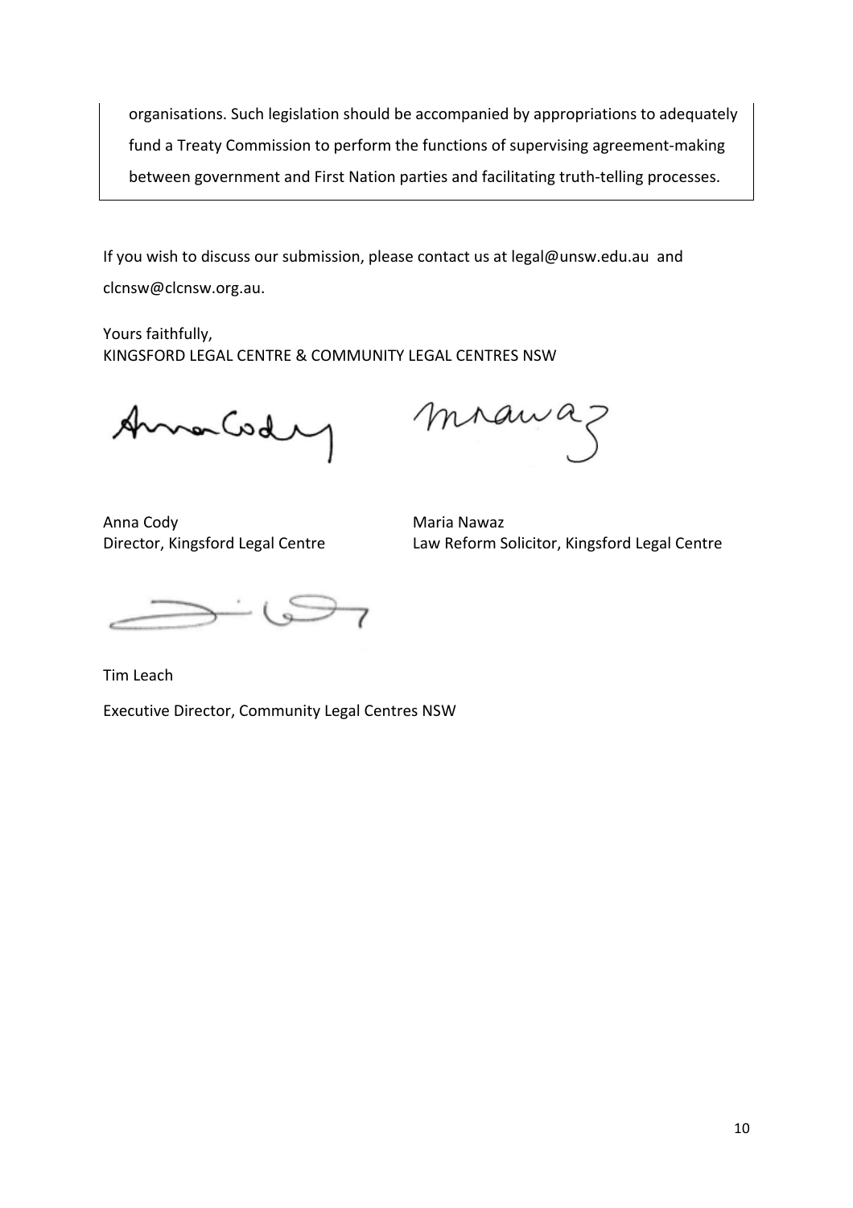organisations. Such legislation should be accompanied by appropriations to adequately fund a Treaty Commission to perform the functions of supervising agreement-making between government and First Nation parties and facilitating truth-telling processes.

If you wish to discuss our submission, please contact us at legal@unsw.edu.au and clcnsw@clcnsw.org.au.

Yours faithfully,
KINGSFORD LEGAL CENTRE & COMMUNITY LEGAL CENTRES NSW

Anna Cody
Director, Kingsford Legal Centre

Maria Nawaz
Law Reform Solicitor, Kingsford Legal Centre

Tim Leach

Executive Director, Community Legal Centres NSW